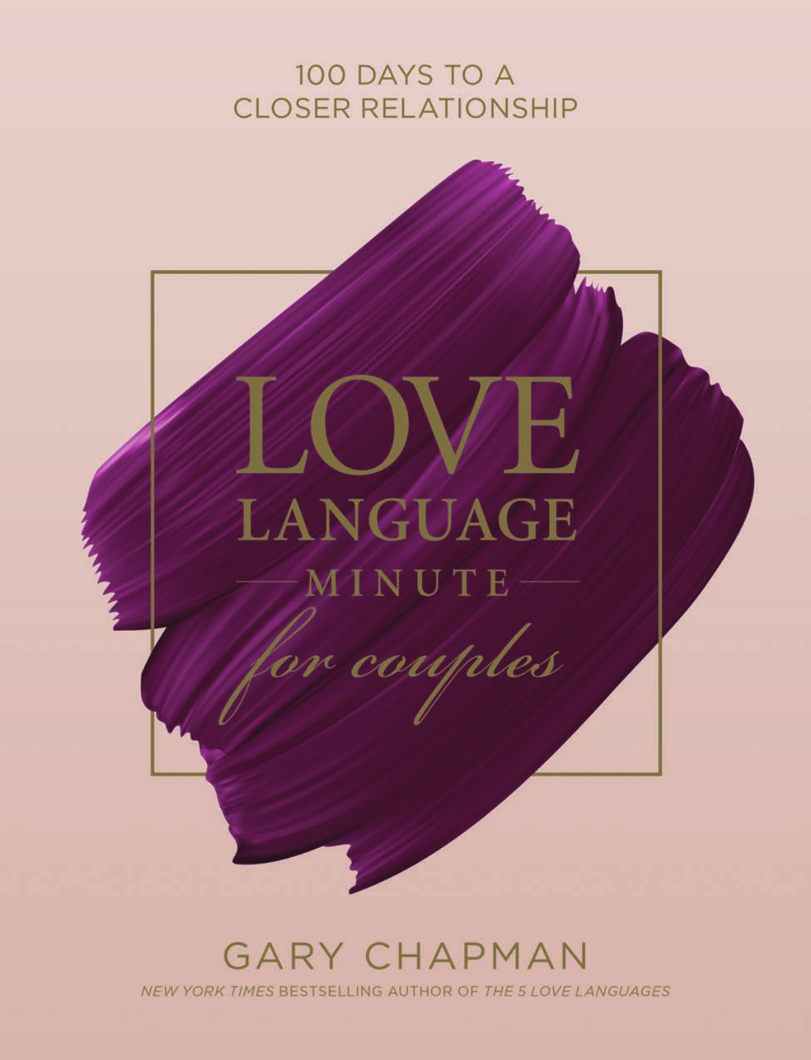100 DAYS TO A CLOSER RELATIONSHIP

# LOVE LANGUAGE MINUTE

## *for couples*

GARY CHAPMAN

*NEW YORK TIMES* BESTSELLING AUTHOR OF *THE 5 LOVE LANGUAGES*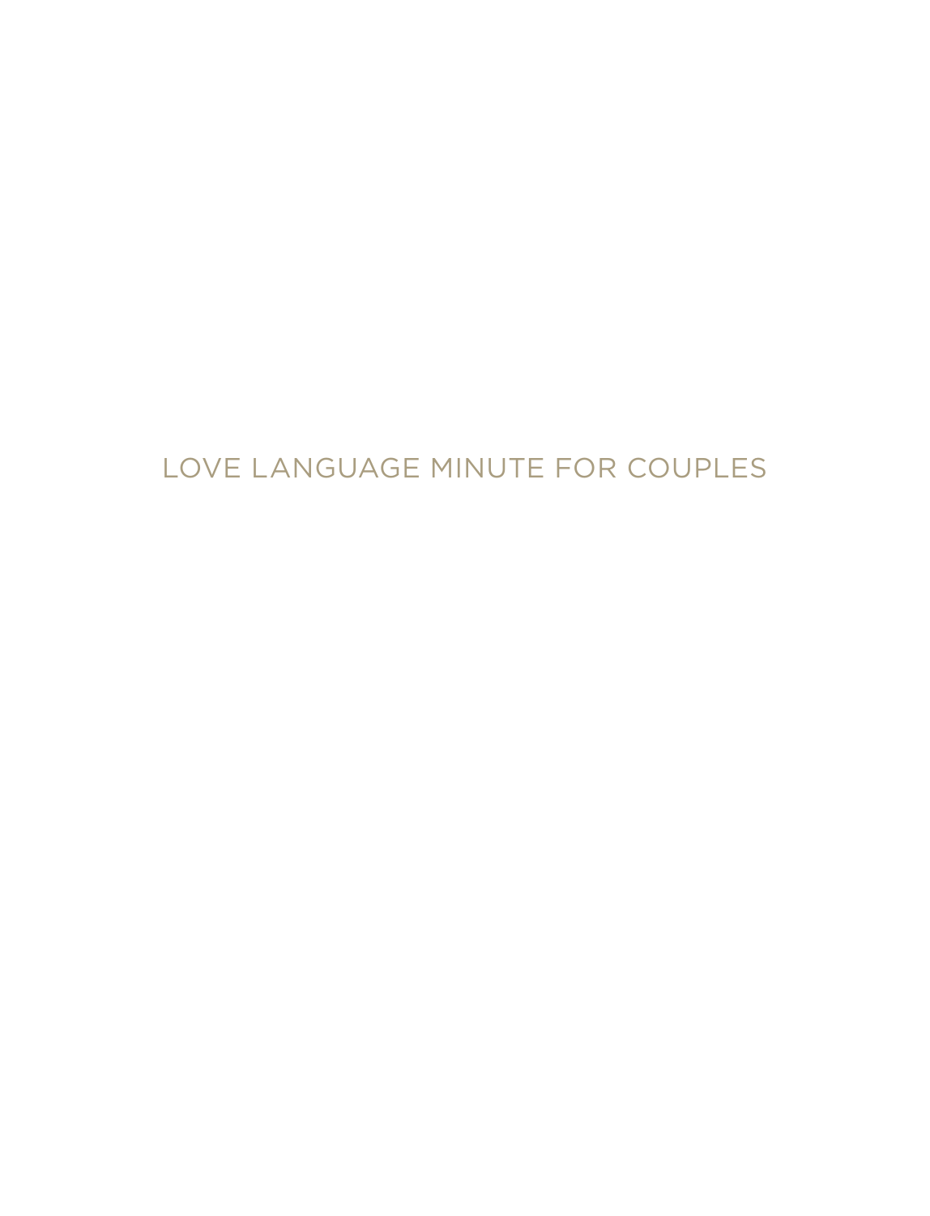# LOVE LANGUAGE MINUTE FOR COUPLES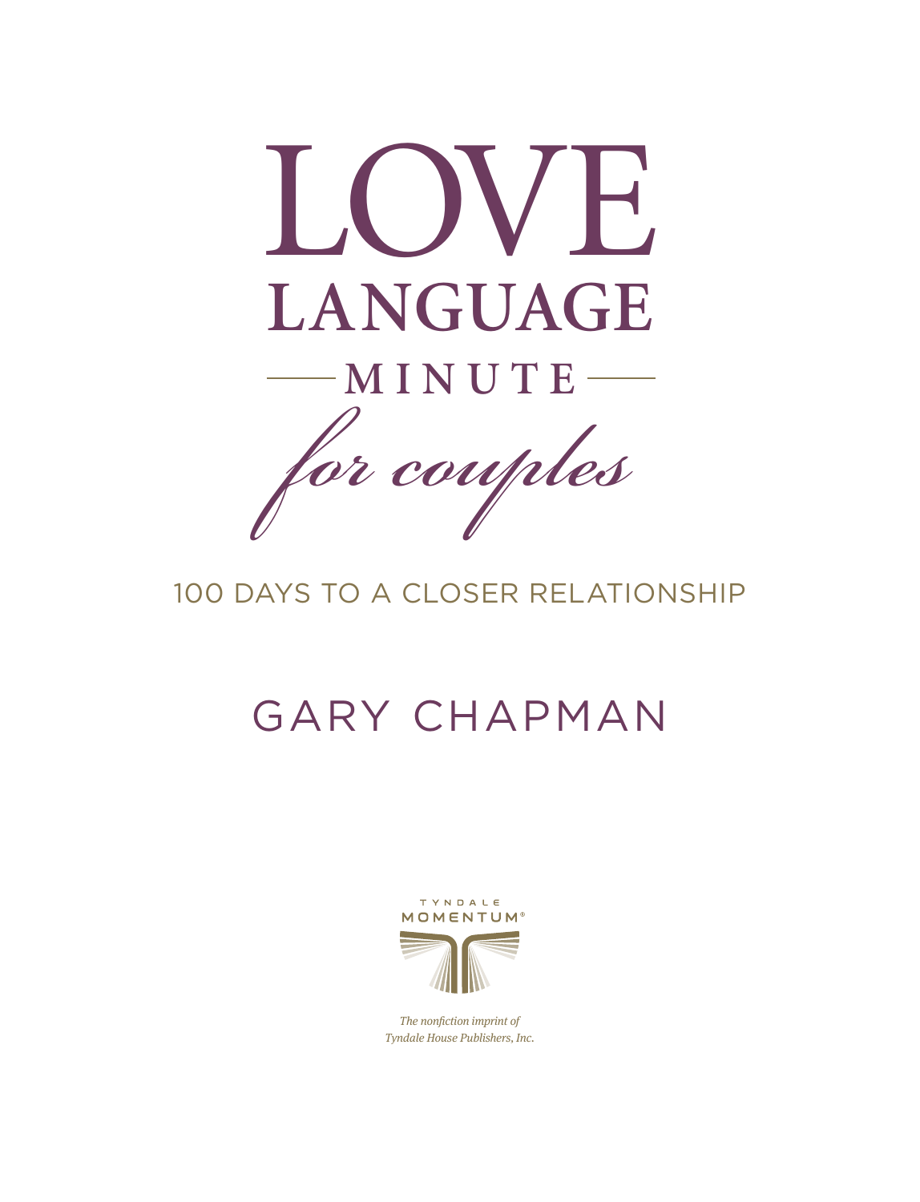# LOVE LANGUAGE

## MINUTE

## *for couples*

100 DAYS TO A CLOSER RELATIONSHIP

GARY CHAPMAN

TYNDALE MOMENTUM®

*The nonfiction imprint of Tyndale House Publishers, Inc.*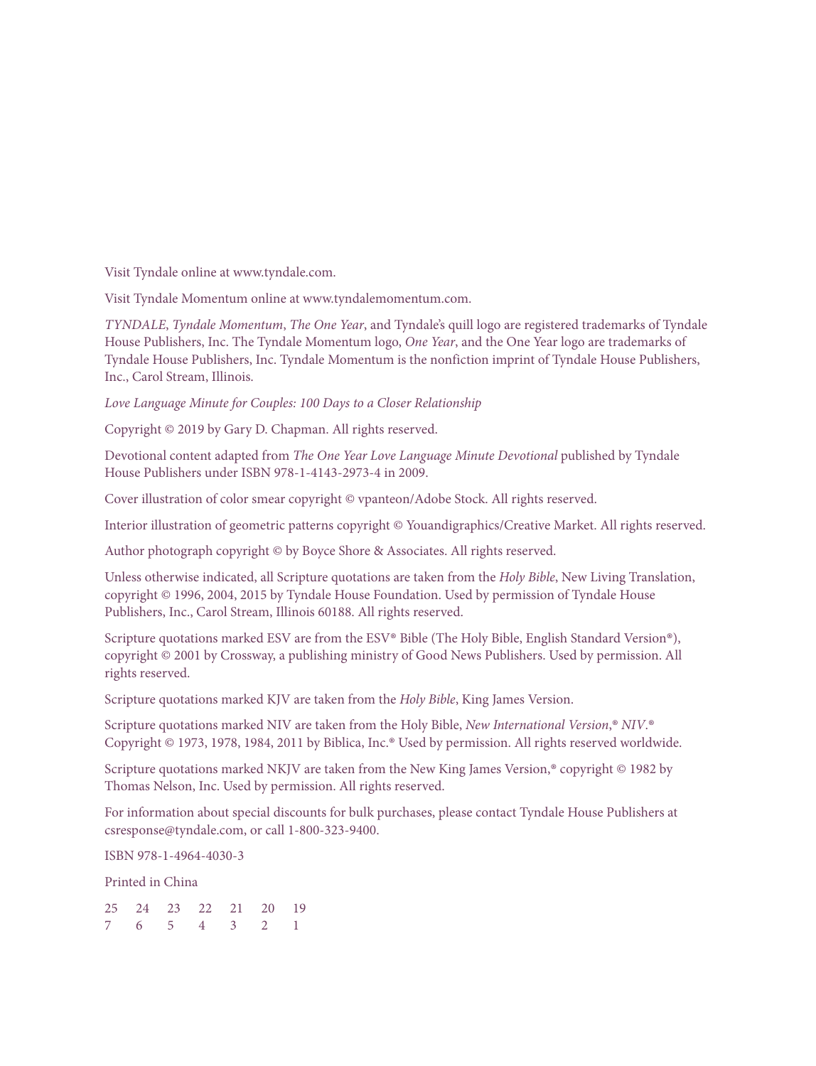Visit Tyndale online at www.tyndale.com.

Visit Tyndale Momentum online at www.tyndalemomentum.com.

*TYNDALE*, *Tyndale Momentum*, *The One Year*, and Tyndale's quill logo are registered trademarks of Tyndale House Publishers, Inc. The Tyndale Momentum logo, *One Year*, and the One Year logo are trademarks of Tyndale House Publishers, Inc. Tyndale Momentum is the nonfiction imprint of Tyndale House Publishers, Inc., Carol Stream, Illinois.

*Love Language Minute for Couples: 100 Days to a Closer Relationship*

Copyright © 2019 by Gary D. Chapman. All rights reserved.

Devotional content adapted from *The One Year Love Language Minute Devotional* published by Tyndale House Publishers under ISBN 978-1-4143-2973-4 in 2009.

Cover illustration of color smear copyright © vpanteon/Adobe Stock. All rights reserved.

Interior illustration of geometric patterns copyright © Youandigraphics/Creative Market. All rights reserved.

Author photograph copyright © by Boyce Shore & Associates. All rights reserved.

Unless otherwise indicated, all Scripture quotations are taken from the *Holy Bible*, New Living Translation, copyright © 1996, 2004, 2015 by Tyndale House Foundation. Used by permission of Tyndale House Publishers, Inc., Carol Stream, Illinois 60188. All rights reserved.

Scripture quotations marked ESV are from the ESV® Bible (The Holy Bible, English Standard Version®), copyright © 2001 by Crossway, a publishing ministry of Good News Publishers. Used by permission. All rights reserved.

Scripture quotations marked KJV are taken from the *Holy Bible*, King James Version.

Scripture quotations marked NIV are taken from the Holy Bible, *New International Version*,® *NIV*.® Copyright © 1973, 1978, 1984, 2011 by Biblica, Inc.® Used by permission. All rights reserved worldwide.

Scripture quotations marked NKJV are taken from the New King James Version,® copyright © 1982 by Thomas Nelson, Inc. Used by permission. All rights reserved.

For information about special discounts for bulk purchases, please contact Tyndale House Publishers at csresponse@tyndale.com, or call 1-800-323-9400.

ISBN 978-1-4964-4030-3

Printed in China

25 24 23 22 21 20 19
7 6 5 4 3 2 1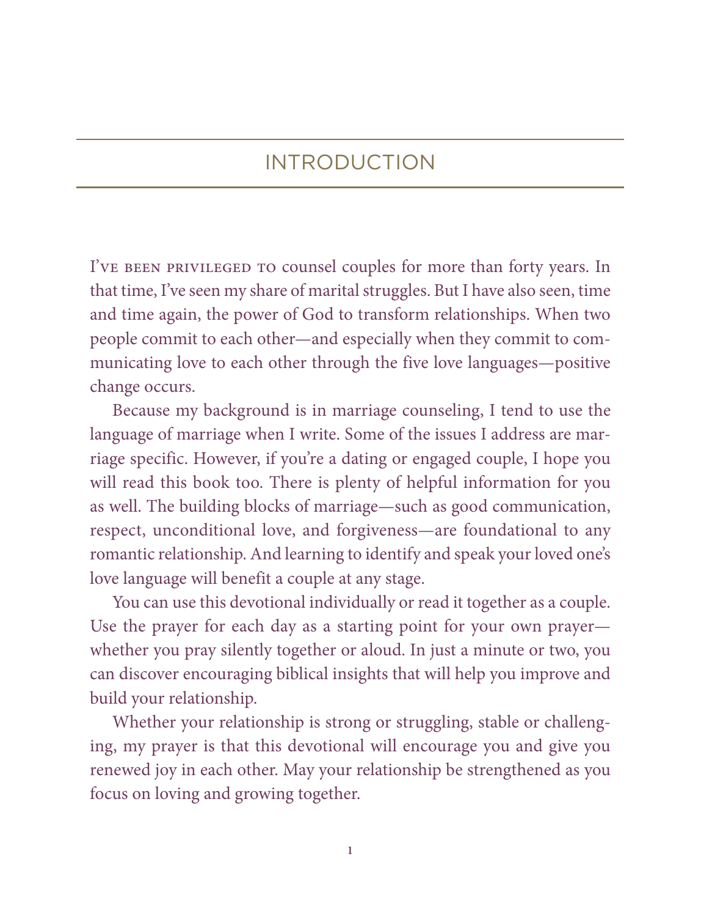# INTRODUCTION

I've been privileged to counsel couples for more than forty years. In that time, I've seen my share of marital struggles. But I have also seen, time and time again, the power of God to transform relationships. When two people commit to each other—and especially when they commit to communicating love to each other through the five love languages—positive change occurs.

Because my background is in marriage counseling, I tend to use the language of marriage when I write. Some of the issues I address are marriage specific. However, if you're a dating or engaged couple, I hope you will read this book too. There is plenty of helpful information for you as well. The building blocks of marriage—such as good communication, respect, unconditional love, and forgiveness—are foundational to any romantic relationship. And learning to identify and speak your loved one's love language will benefit a couple at any stage.

You can use this devotional individually or read it together as a couple. Use the prayer for each day as a starting point for your own prayer—whether you pray silently together or aloud. In just a minute or two, you can discover encouraging biblical insights that will help you improve and build your relationship.

Whether your relationship is strong or struggling, stable or challenging, my prayer is that this devotional will encourage you and give you renewed joy in each other. May your relationship be strengthened as you focus on loving and growing together.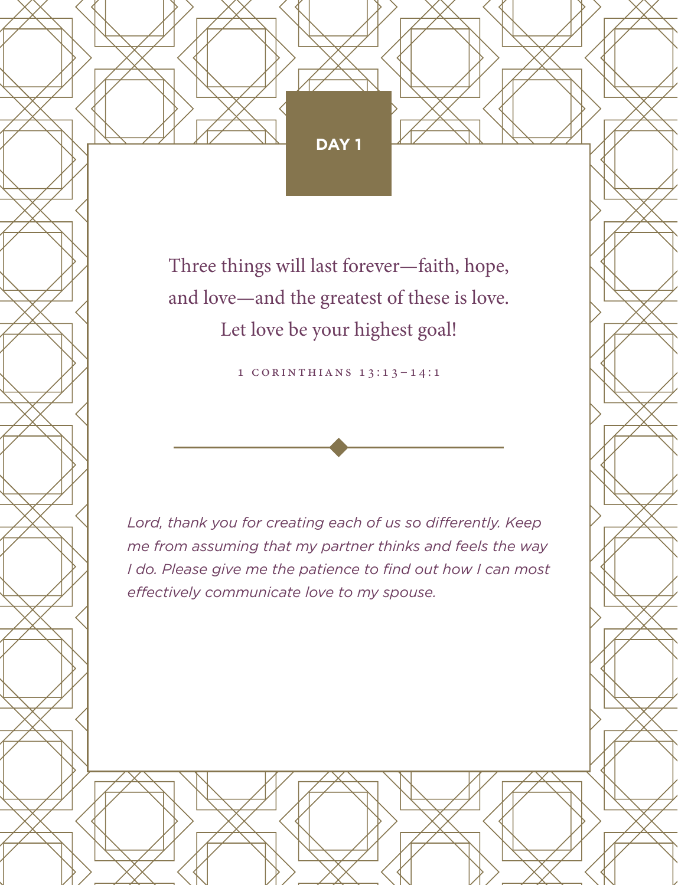## DAY 1

Three things will last forever—faith, hope, and love—and the greatest of these is love. Let love be your highest goal!

1 CORINTHIANS 13:13–14:1

*Lord, thank you for creating each of us so differently. Keep me from assuming that my partner thinks and feels the way I do. Please give me the patience to find out how I can most effectively communicate love to my spouse.*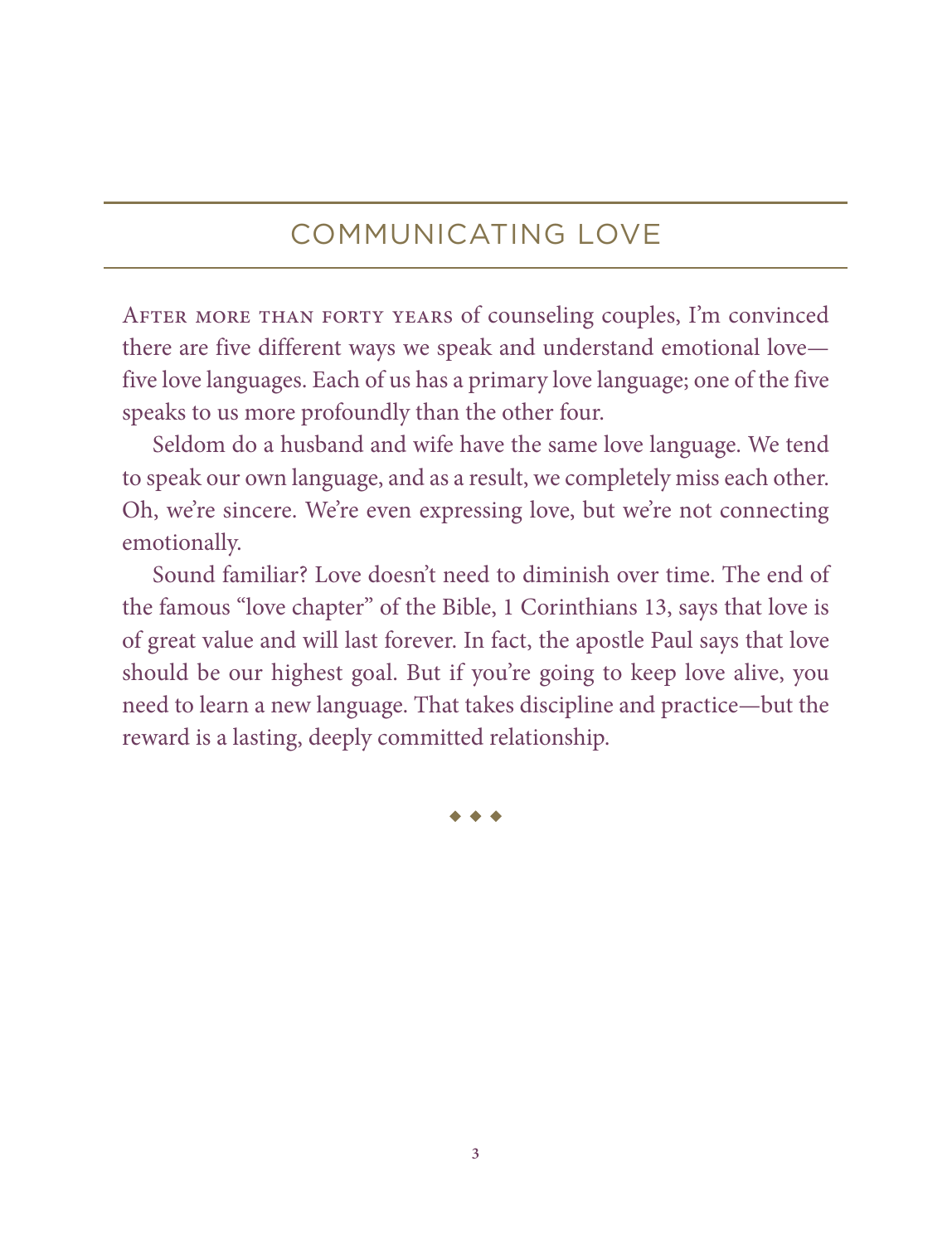## COMMUNICATING LOVE

After more than forty years of counseling couples, I'm convinced there are five different ways we speak and understand emotional love—five love languages. Each of us has a primary love language; one of the five speaks to us more profoundly than the other four.

Seldom do a husband and wife have the same love language. We tend to speak our own language, and as a result, we completely miss each other. Oh, we're sincere. We're even expressing love, but we're not connecting emotionally.

Sound familiar? Love doesn't need to diminish over time. The end of the famous "love chapter" of the Bible, 1 Corinthians 13, says that love is of great value and will last forever. In fact, the apostle Paul says that love should be our highest goal. But if you're going to keep love alive, you need to learn a new language. That takes discipline and practice—but the reward is a lasting, deeply committed relationship.

◆ ◆ ◆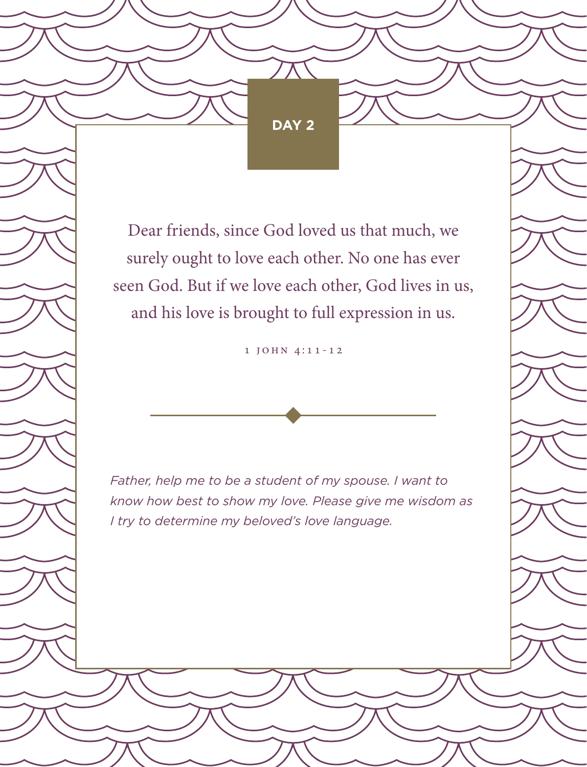## DAY 2

Dear friends, since God loved us that much, we surely ought to love each other. No one has ever seen God. But if we love each other, God lives in us, and his love is brought to full expression in us.

1 JOHN 4:11-12

*Father, help me to be a student of my spouse. I want to know how best to show my love. Please give me wisdom as I try to determine my beloved's love language.*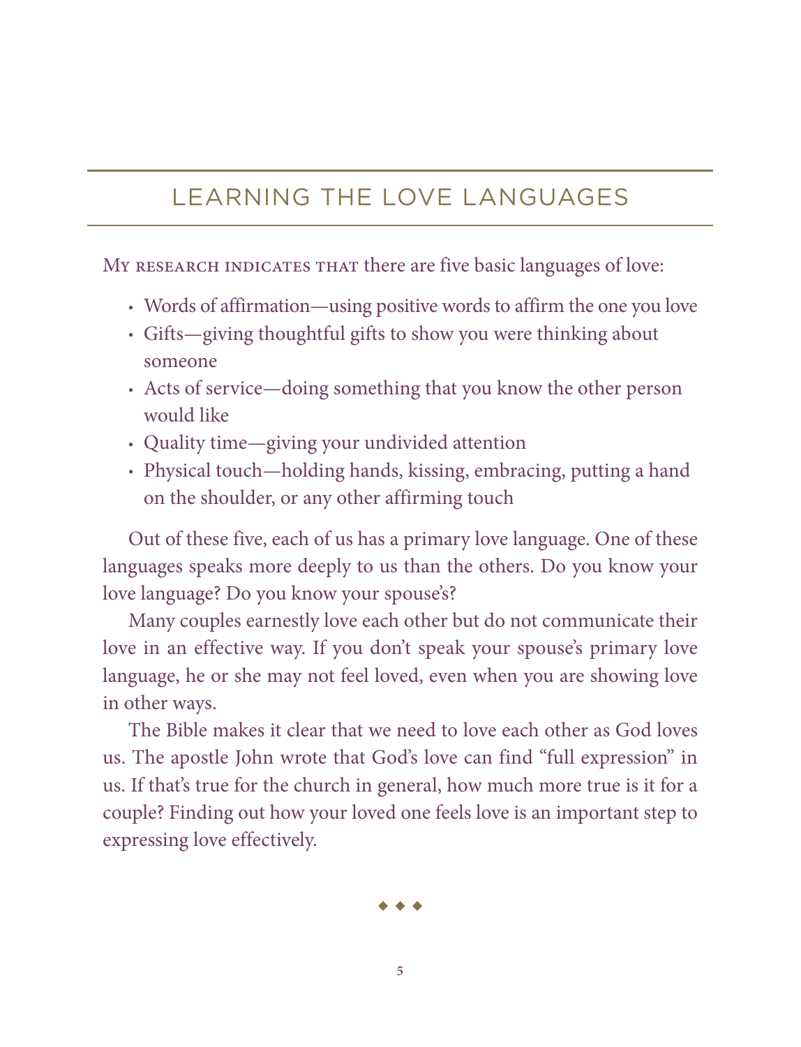## LEARNING THE LOVE LANGUAGES

My research indicates that there are five basic languages of love:

- Words of affirmation—using positive words to affirm the one you love
- Gifts—giving thoughtful gifts to show you were thinking about someone
- Acts of service—doing something that you know the other person would like
- Quality time—giving your undivided attention
- Physical touch—holding hands, kissing, embracing, putting a hand on the shoulder, or any other affirming touch

Out of these five, each of us has a primary love language. One of these languages speaks more deeply to us than the others. Do you know your love language? Do you know your spouse's?

Many couples earnestly love each other but do not communicate their love in an effective way. If you don't speak your spouse's primary love language, he or she may not feel loved, even when you are showing love in other ways.

The Bible makes it clear that we need to love each other as God loves us. The apostle John wrote that God's love can find "full expression" in us. If that's true for the church in general, how much more true is it for a couple? Finding out how your loved one feels love is an important step to expressing love effectively.

◆ ◆ ◆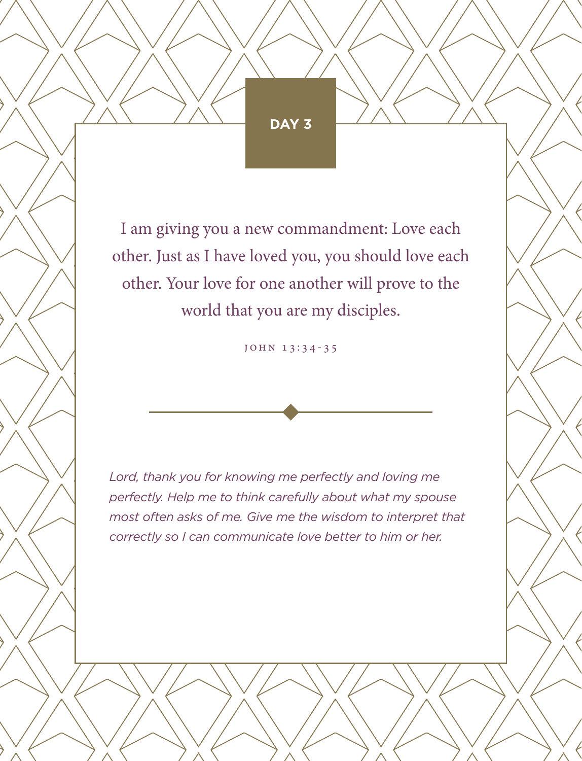## DAY 3

I am giving you a new commandment: Love each other. Just as I have loved you, you should love each other. Your love for one another will prove to the world that you are my disciples.

JOHN 13:34-35

*Lord, thank you for knowing me perfectly and loving me perfectly. Help me to think carefully about what my spouse most often asks of me. Give me the wisdom to interpret that correctly so I can communicate love better to him or her.*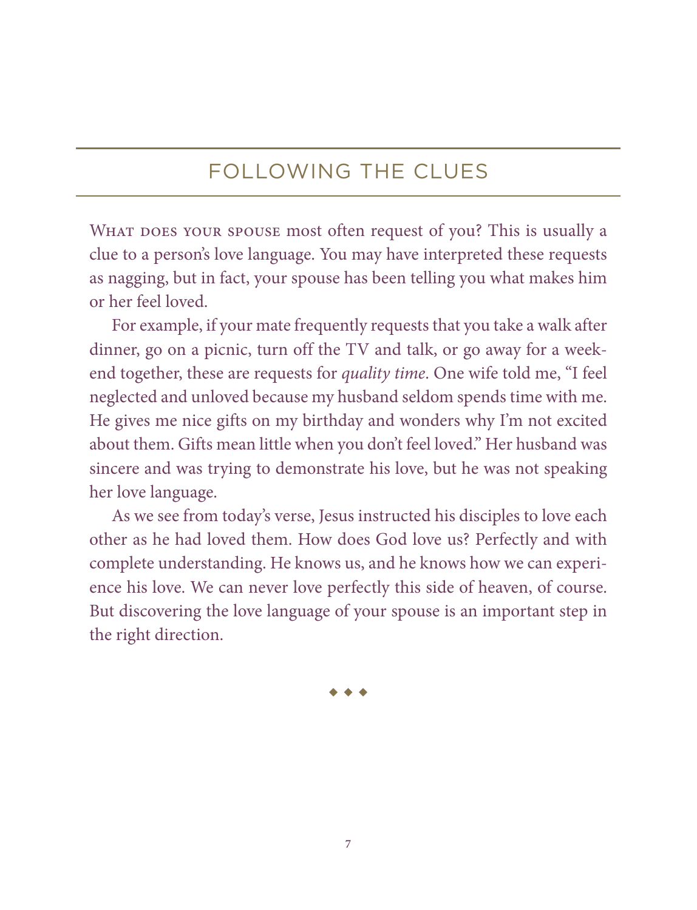## FOLLOWING THE CLUES

WHAT DOES YOUR SPOUSE most often request of you? This is usually a clue to a person's love language. You may have interpreted these requests as nagging, but in fact, your spouse has been telling you what makes him or her feel loved.

For example, if your mate frequently requests that you take a walk after dinner, go on a picnic, turn off the TV and talk, or go away for a weekend together, these are requests for *quality time*. One wife told me, "I feel neglected and unloved because my husband seldom spends time with me. He gives me nice gifts on my birthday and wonders why I'm not excited about them. Gifts mean little when you don't feel loved." Her husband was sincere and was trying to demonstrate his love, but he was not speaking her love language.

As we see from today's verse, Jesus instructed his disciples to love each other as he had loved them. How does God love us? Perfectly and with complete understanding. He knows us, and he knows how we can experience his love. We can never love perfectly this side of heaven, of course. But discovering the love language of your spouse is an important step in the right direction.

◆ ◆ ◆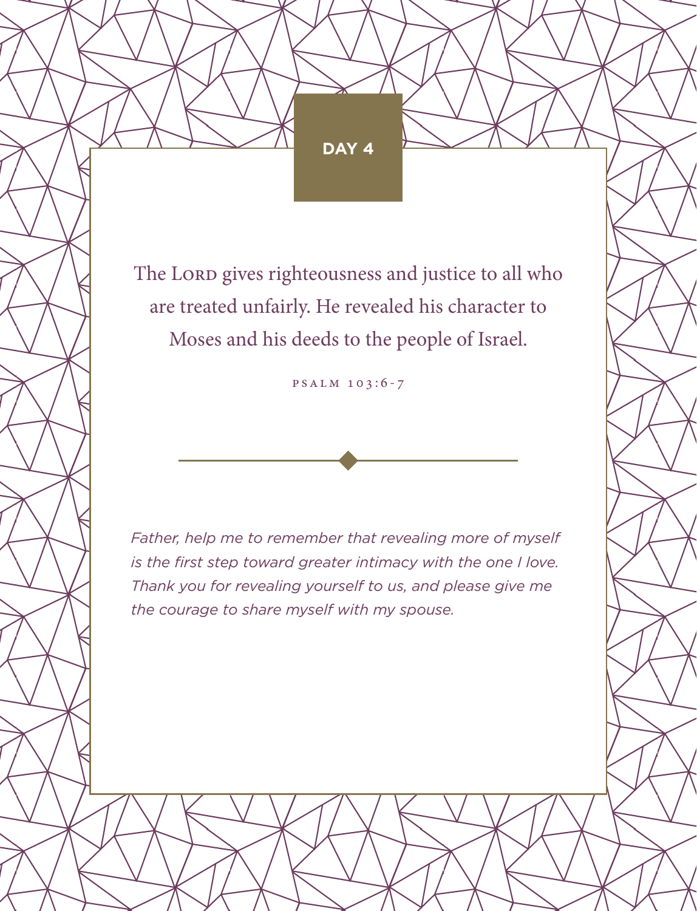## DAY 4

The LORD gives righteousness and justice to all who are treated unfairly. He revealed his character to Moses and his deeds to the people of Israel.

PSALM 103:6-7

*Father, help me to remember that revealing more of myself is the first step toward greater intimacy with the one I love. Thank you for revealing yourself to us, and please give me the courage to share myself with my spouse.*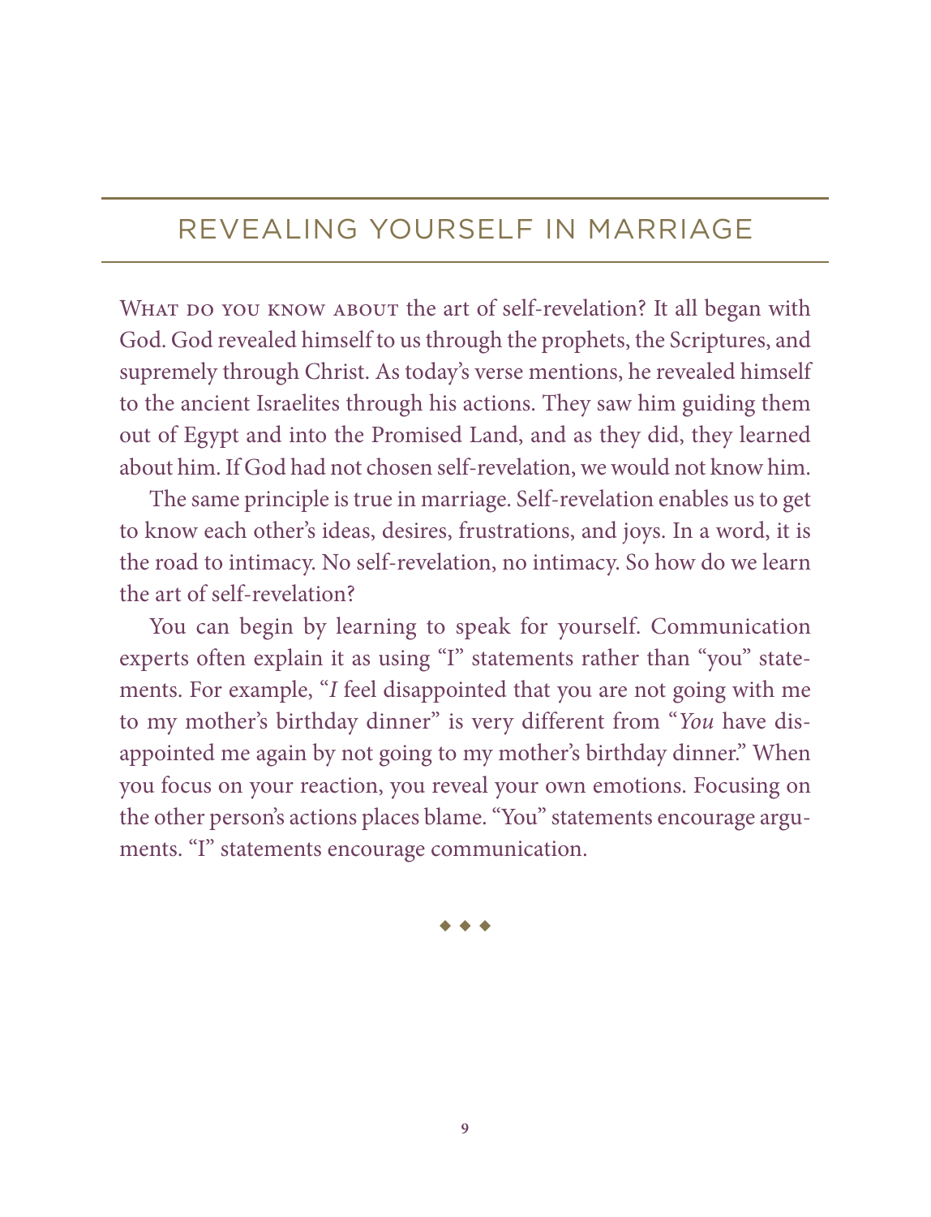## REVEALING YOURSELF IN MARRIAGE

WHAT DO YOU KNOW ABOUT the art of self-revelation? It all began with God. God revealed himself to us through the prophets, the Scriptures, and supremely through Christ. As today's verse mentions, he revealed himself to the ancient Israelites through his actions. They saw him guiding them out of Egypt and into the Promised Land, and as they did, they learned about him. If God had not chosen self-revelation, we would not know him.

The same principle is true in marriage. Self-revelation enables us to get to know each other's ideas, desires, frustrations, and joys. In a word, it is the road to intimacy. No self-revelation, no intimacy. So how do we learn the art of self-revelation?

You can begin by learning to speak for yourself. Communication experts often explain it as using "I" statements rather than "you" statements. For example, "*I* feel disappointed that you are not going with me to my mother's birthday dinner" is very different from "*You* have disappointed me again by not going to my mother's birthday dinner." When you focus on your reaction, you reveal your own emotions. Focusing on the other person's actions places blame. "You" statements encourage arguments. "I" statements encourage communication.

◆ ◆ ◆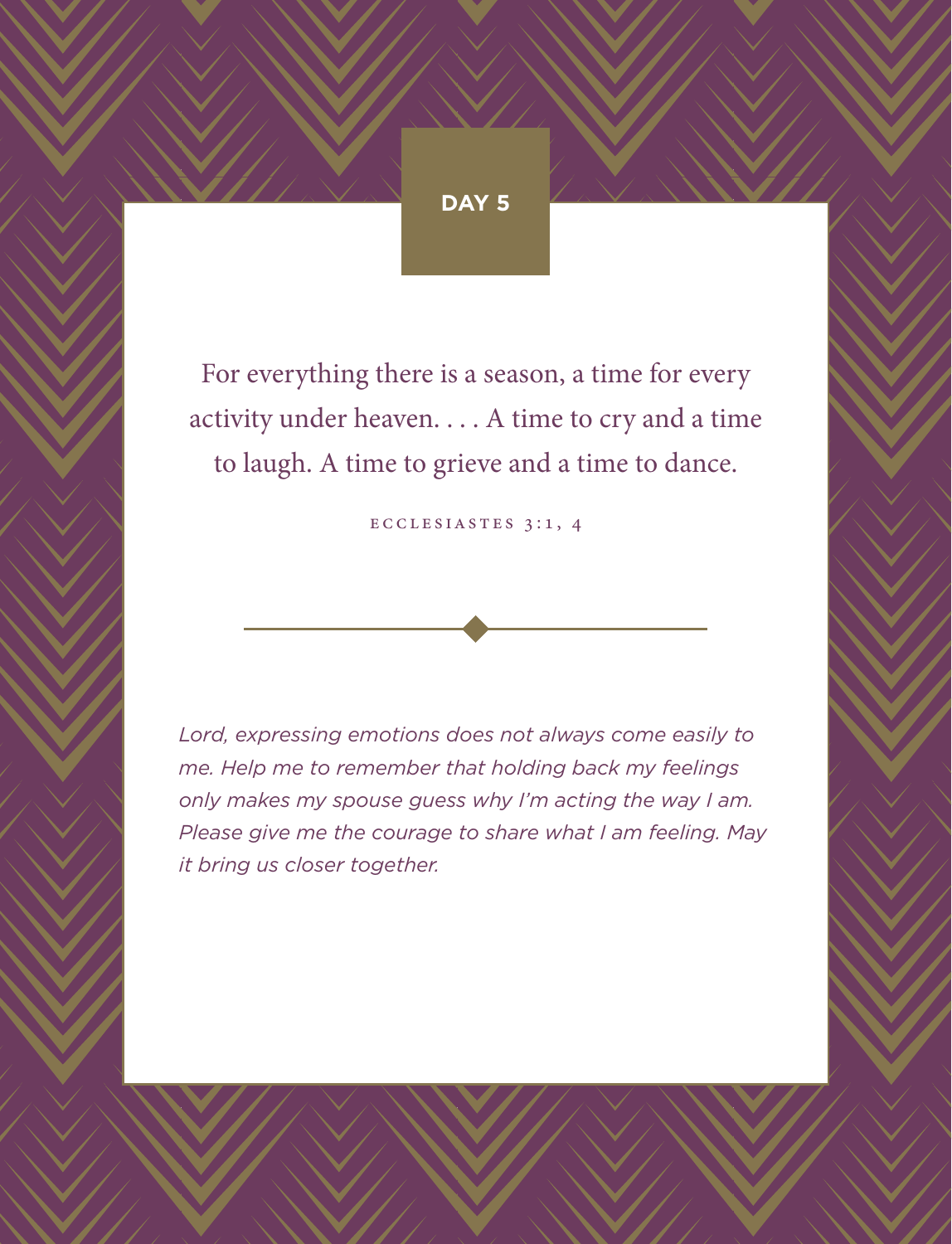## DAY 5

For everything there is a season, a time for every activity under heaven. . . . A time to cry and a time to laugh. A time to grieve and a time to dance.

ECCLESIASTES 3:1, 4

---

*Lord, expressing emotions does not always come easily to me. Help me to remember that holding back my feelings only makes my spouse guess why I'm acting the way I am. Please give me the courage to share what I am feeling. May it bring us closer together.*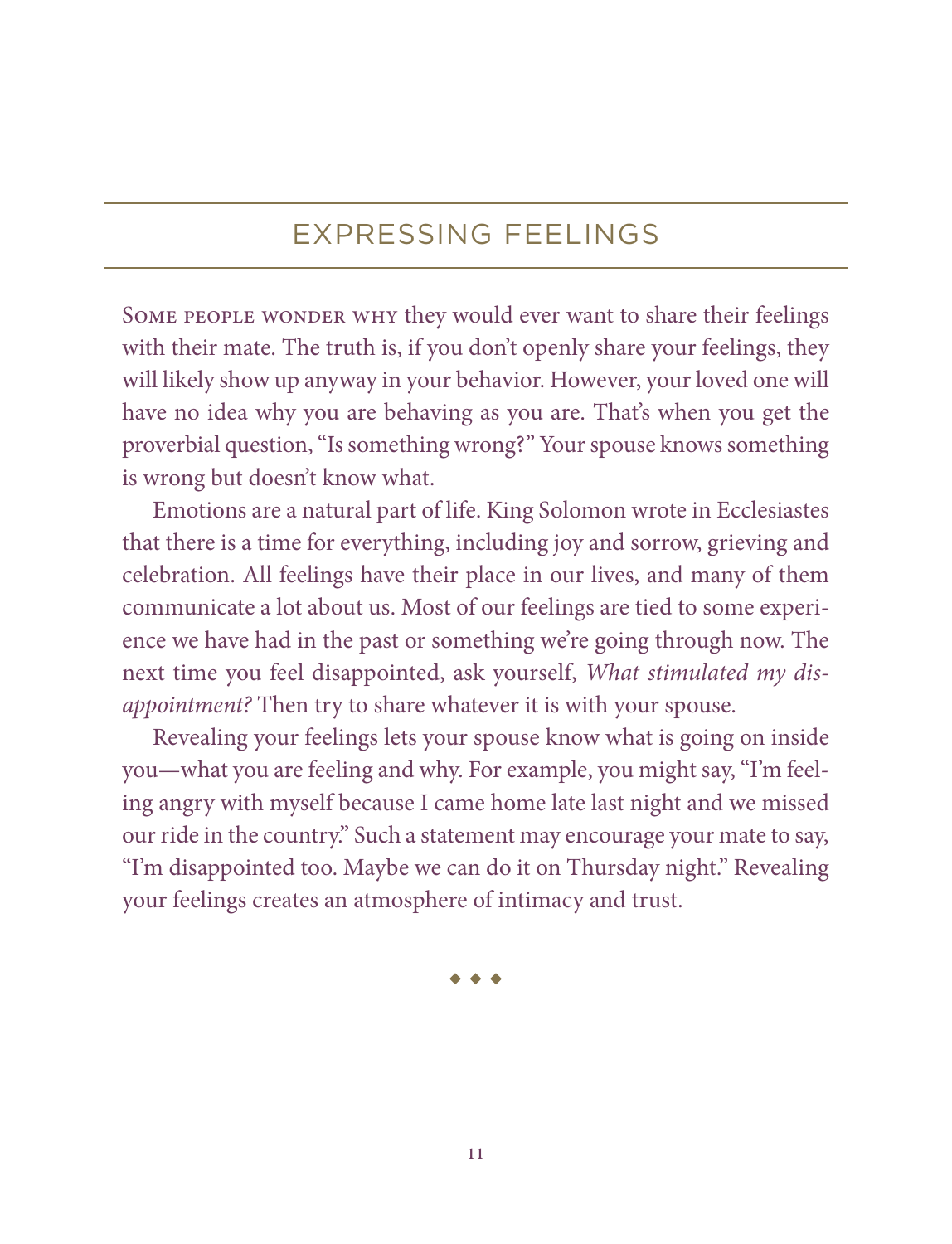## EXPRESSING FEELINGS

Some people wonder why they would ever want to share their feelings with their mate. The truth is, if you don't openly share your feelings, they will likely show up anyway in your behavior. However, your loved one will have no idea why you are behaving as you are. That's when you get the proverbial question, "Is something wrong?" Your spouse knows something is wrong but doesn't know what.

Emotions are a natural part of life. King Solomon wrote in Ecclesiastes that there is a time for everything, including joy and sorrow, grieving and celebration. All feelings have their place in our lives, and many of them communicate a lot about us. Most of our feelings are tied to some experience we have had in the past or something we're going through now. The next time you feel disappointed, ask yourself, *What stimulated my disappointment?* Then try to share whatever it is with your spouse.

Revealing your feelings lets your spouse know what is going on inside you—what you are feeling and why. For example, you might say, "I'm feeling angry with myself because I came home late last night and we missed our ride in the country." Such a statement may encourage your mate to say, "I'm disappointed too. Maybe we can do it on Thursday night." Revealing your feelings creates an atmosphere of intimacy and trust.

◆ ◆ ◆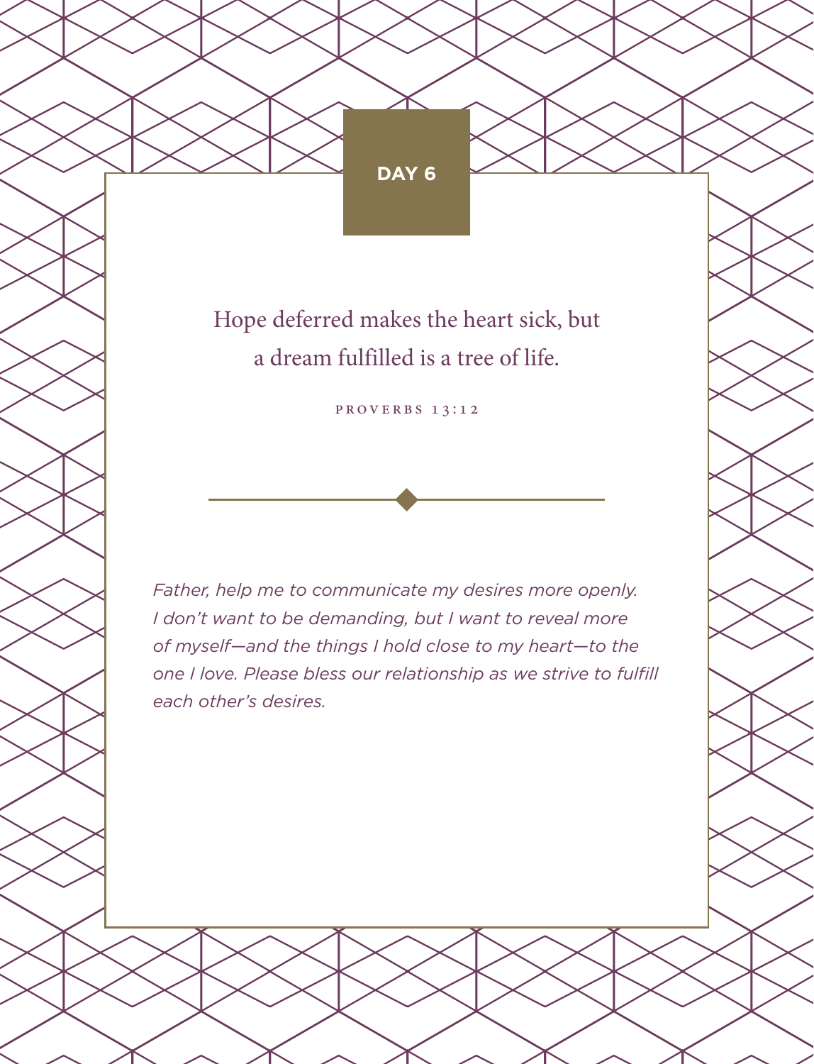## DAY 6

Hope deferred makes the heart sick, but a dream fulfilled is a tree of life.

PROVERBS 13:12

*Father, help me to communicate my desires more openly. I don't want to be demanding, but I want to reveal more of myself—and the things I hold close to my heart—to the one I love. Please bless our relationship as we strive to fulfill each other's desires.*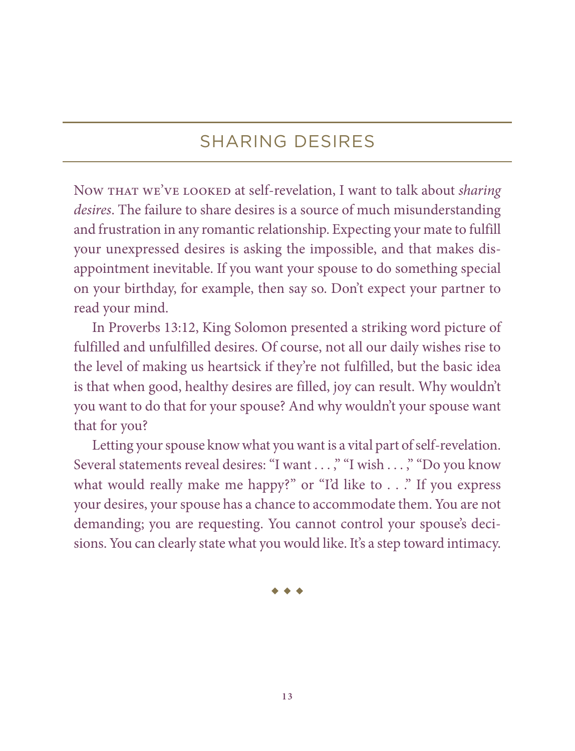## SHARING DESIRES

Now that we've looked at self-revelation, I want to talk about *sharing desires*. The failure to share desires is a source of much misunderstanding and frustration in any romantic relationship. Expecting your mate to fulfill your unexpressed desires is asking the impossible, and that makes disappointment inevitable. If you want your spouse to do something special on your birthday, for example, then say so. Don't expect your partner to read your mind.

In Proverbs 13:12, King Solomon presented a striking word picture of fulfilled and unfulfilled desires. Of course, not all our daily wishes rise to the level of making us heartsick if they're not fulfilled, but the basic idea is that when good, healthy desires are filled, joy can result. Why wouldn't you want to do that for your spouse? And why wouldn't your spouse want that for you?

Letting your spouse know what you want is a vital part of self-revelation. Several statements reveal desires: "I want . . . ," "I wish . . . ," "Do you know what would really make me happy?" or "I'd like to . . ." If you express your desires, your spouse has a chance to accommodate them. You are not demanding; you are requesting. You cannot control your spouse's decisions. You can clearly state what you would like. It's a step toward intimacy.

◆ ◆ ◆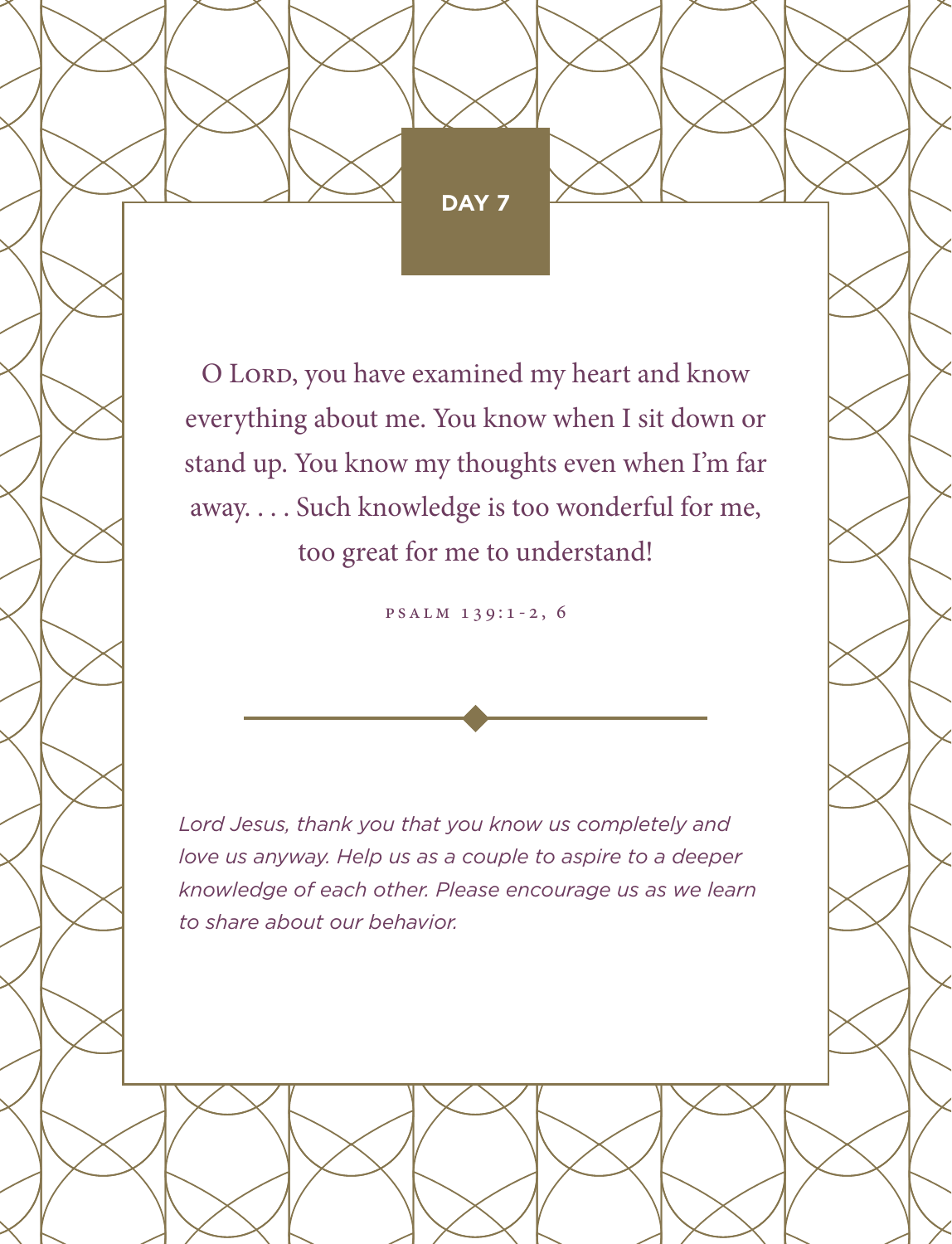## DAY 7

O LORD, you have examined my heart and know everything about me. You know when I sit down or stand up. You know my thoughts even when I'm far away. . . . Such knowledge is too wonderful for me, too great for me to understand!

PSALM 139:1-2, 6

*Lord Jesus, thank you that you know us completely and love us anyway. Help us as a couple to aspire to a deeper knowledge of each other. Please encourage us as we learn to share about our behavior.*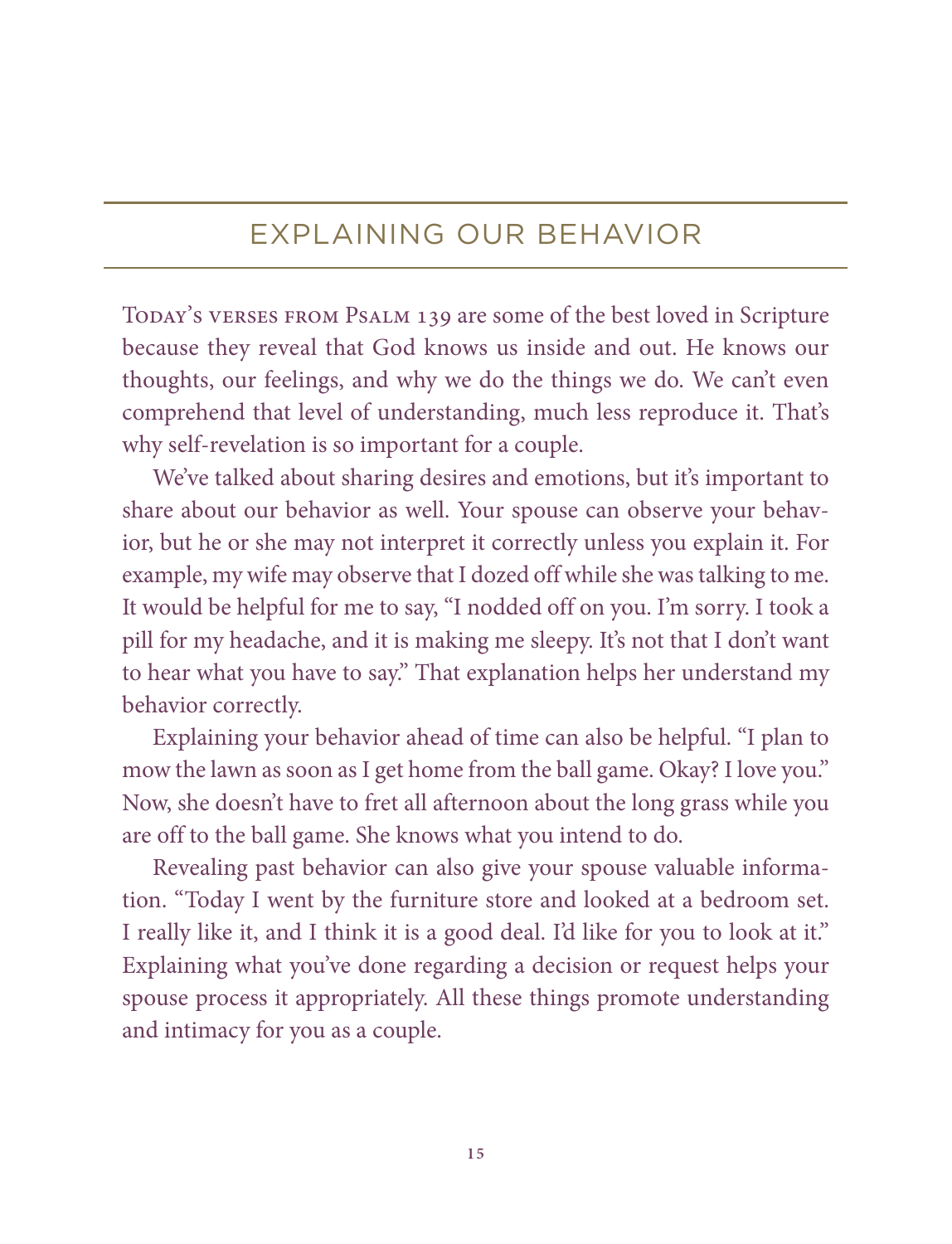## EXPLAINING OUR BEHAVIOR

Today's verses from Psalm 139 are some of the best loved in Scripture because they reveal that God knows us inside and out. He knows our thoughts, our feelings, and why we do the things we do. We can't even comprehend that level of understanding, much less reproduce it. That's why self-revelation is so important for a couple.

We've talked about sharing desires and emotions, but it's important to share about our behavior as well. Your spouse can observe your behavior, but he or she may not interpret it correctly unless you explain it. For example, my wife may observe that I dozed off while she was talking to me. It would be helpful for me to say, "I nodded off on you. I'm sorry. I took a pill for my headache, and it is making me sleepy. It's not that I don't want to hear what you have to say." That explanation helps her understand my behavior correctly.

Explaining your behavior ahead of time can also be helpful. "I plan to mow the lawn as soon as I get home from the ball game. Okay? I love you." Now, she doesn't have to fret all afternoon about the long grass while you are off to the ball game. She knows what you intend to do.

Revealing past behavior can also give your spouse valuable information. "Today I went by the furniture store and looked at a bedroom set. I really like it, and I think it is a good deal. I'd like for you to look at it." Explaining what you've done regarding a decision or request helps your spouse process it appropriately. All these things promote understanding and intimacy for you as a couple.